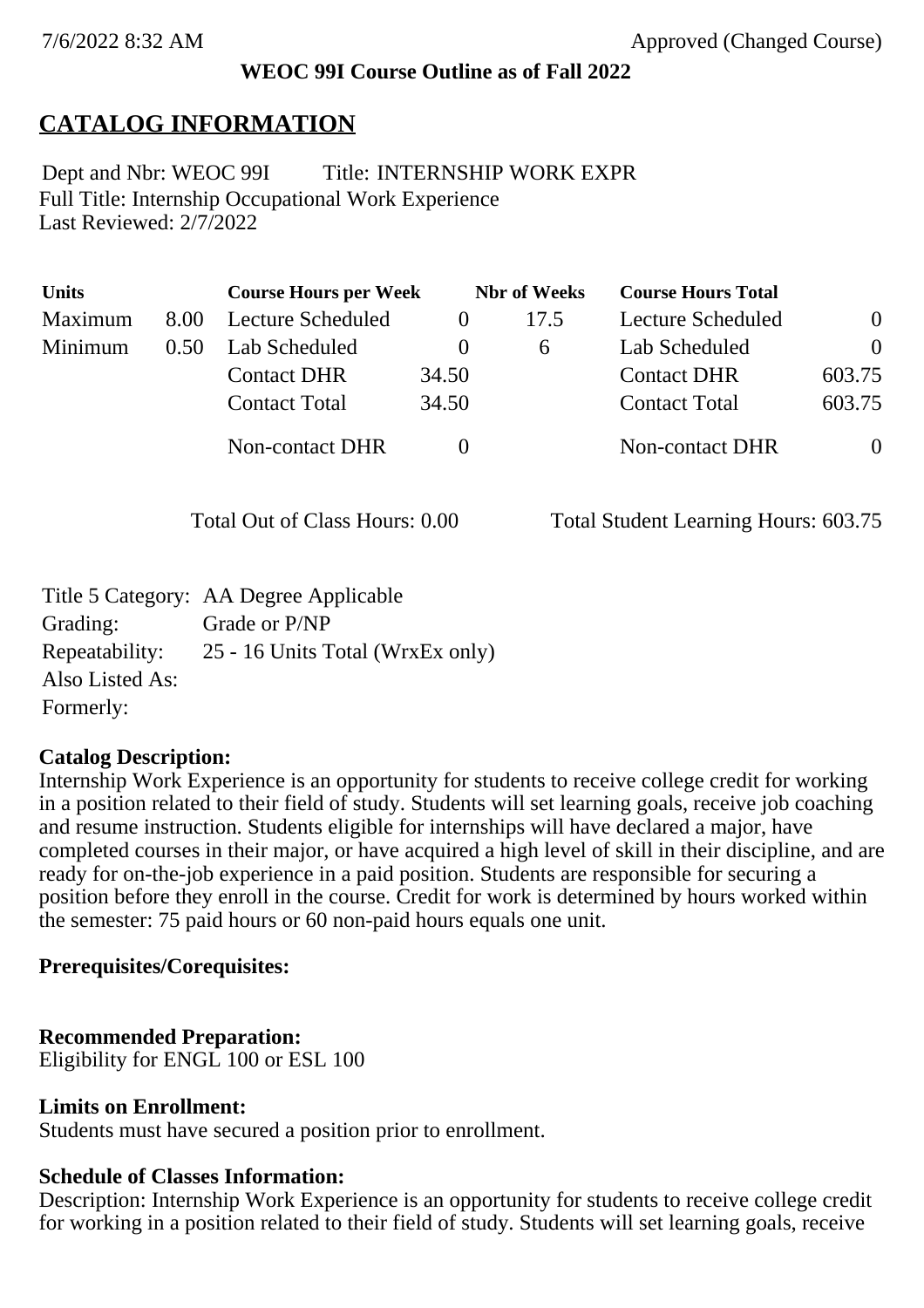7/6/2022 8:32 AM Approved (Changed Course)

**WEOC 99I Course Outline as of Fall 2022**

# CATALOG INFORMATION

Dept and Nbr: WEOC 99I Title: INTERNSHIP WORK EXPR
Full Title: Internship Occupational Work Experience
Last Reviewed: 2/7/2022

| Units | | Course Hours per Week | | Nbr of Weeks | Course Hours Total | |
|---|---|---|---|---|---|---|
| Maximum | 8.00 | Lecture Scheduled | 0 | 17.5 | Lecture Scheduled | 0 |
| Minimum | 0.50 | Lab Scheduled | 0 | 6 | Lab Scheduled | 0 |
| | | Contact DHR | 34.50 | | Contact DHR | 603.75 |
| | | Contact Total | 34.50 | | Contact Total | 603.75 |
| | | Non-contact DHR | 0 | | Non-contact DHR | 0 |

Total Out of Class Hours: 0.00 Total Student Learning Hours: 603.75

Title 5 Category: AA Degree Applicable
Grading: Grade or P/NP
Repeatability: 25 - 16 Units Total (WrxEx only)
Also Listed As:
Formerly:

**Catalog Description:**
Internship Work Experience is an opportunity for students to receive college credit for working in a position related to their field of study. Students will set learning goals, receive job coaching and resume instruction. Students eligible for internships will have declared a major, have completed courses in their major, or have acquired a high level of skill in their discipline, and are ready for on-the-job experience in a paid position. Students are responsible for securing a position before they enroll in the course. Credit for work is determined by hours worked within the semester: 75 paid hours or 60 non-paid hours equals one unit.

**Prerequisites/Corequisites:**

**Recommended Preparation:**
Eligibility for ENGL 100 or ESL 100

**Limits on Enrollment:**
Students must have secured a position prior to enrollment.

**Schedule of Classes Information:**
Description: Internship Work Experience is an opportunity for students to receive college credit for working in a position related to their field of study. Students will set learning goals, receive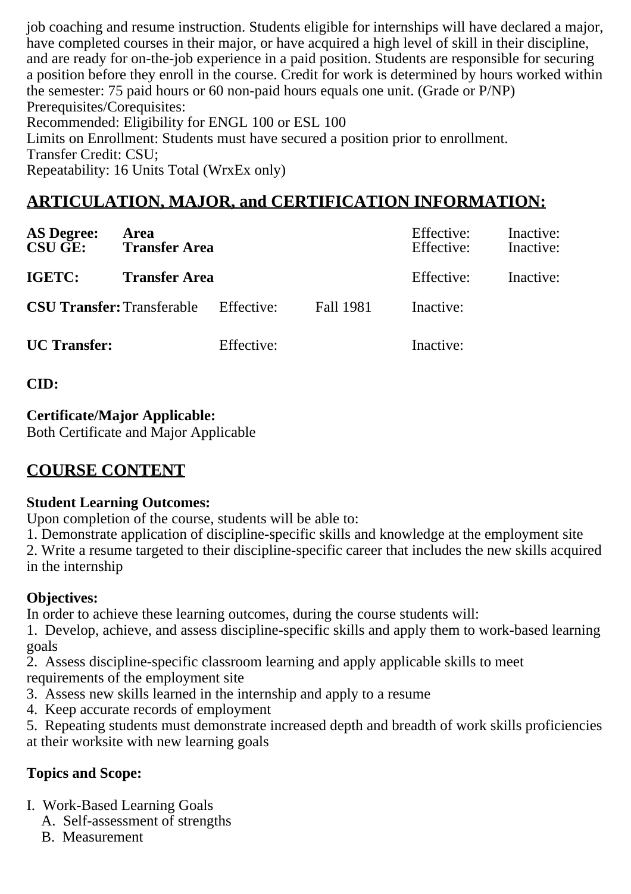job coaching and resume instruction. Students eligible for internships will have declared a major, have completed courses in their major, or have acquired a high level of skill in their discipline, and are ready for on-the-job experience in a paid position. Students are responsible for securing a position before they enroll in the course. Credit for work is determined by hours worked within the semester: 75 paid hours or 60 non-paid hours equals one unit. (Grade or P/NP)
Prerequisites/Corequisites:
Recommended: Eligibility for ENGL 100 or ESL 100
Limits on Enrollment: Students must have secured a position prior to enrollment.
Transfer Credit: CSU;
Repeatability: 16 Units Total (WrxEx only)

## ARTICULATION, MAJOR, and CERTIFICATION INFORMATION:

| | | | | | |
|---|---|---|---|---|---|
| **AS Degree:** | **Area** | | | Effective: | Inactive: |
| **CSU GE:** | **Transfer Area** | | | Effective: | Inactive: |
| **IGETC:** | **Transfer Area** | | | Effective: | Inactive: |
| **CSU Transfer:** | Transferable | Effective: | Fall 1981 | Inactive: | |
| **UC Transfer:** | | Effective: | | Inactive: | |

**CID:**

**Certificate/Major Applicable:**
Both Certificate and Major Applicable

## COURSE CONTENT

**Student Learning Outcomes:**
Upon completion of the course, students will be able to:
1. Demonstrate application of discipline-specific skills and knowledge at the employment site
2. Write a resume targeted to their discipline-specific career that includes the new skills acquired in the internship

**Objectives:**
In order to achieve these learning outcomes, during the course students will:
1. Develop, achieve, and assess discipline-specific skills and apply them to work-based learning goals
2. Assess discipline-specific classroom learning and apply applicable skills to meet requirements of the employment site
3. Assess new skills learned in the internship and apply to a resume
4. Keep accurate records of employment
5. Repeating students must demonstrate increased depth and breadth of work skills proficiencies at their worksite with new learning goals

**Topics and Scope:**

I. Work-Based Learning Goals
   A. Self-assessment of strengths
   B. Measurement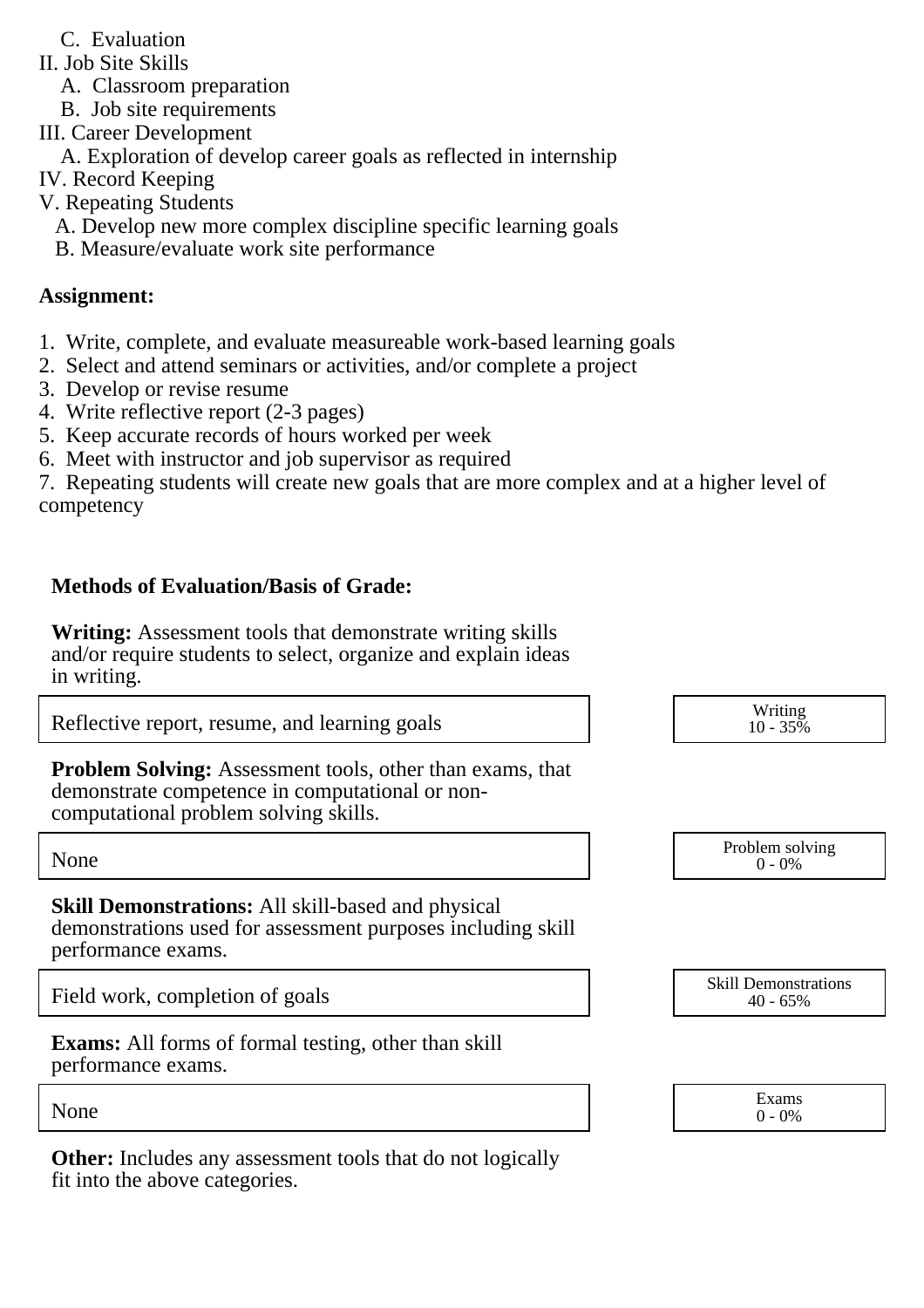C. Evaluation

II. Job Site Skills
  A. Classroom preparation
  B. Job site requirements

III. Career Development
  A. Exploration of develop career goals as reflected in internship

IV. Record Keeping

V. Repeating Students
  A. Develop new more complex discipline specific learning goals
  B. Measure/evaluate work site performance

**Assignment:**

1. Write, complete, and evaluate measureable work-based learning goals
2. Select and attend seminars or activities, and/or complete a project
3. Develop or revise resume
4. Write reflective report (2-3 pages)
5. Keep accurate records of hours worked per week
6. Meet with instructor and job supervisor as required
7. Repeating students will create new goals that are more complex and at a higher level of competency

**Methods of Evaluation/Basis of Grade:**

**Writing:** Assessment tools that demonstrate writing skills and/or require students to select, organize and explain ideas in writing.

| Reflective report, resume, and learning goals | Writing<br>10 - 35% |
|---|---|

**Problem Solving:** Assessment tools, other than exams, that demonstrate competence in computational or non-computational problem solving skills.

| None | Problem solving<br>0 - 0% |
|---|---|

**Skill Demonstrations:** All skill-based and physical demonstrations used for assessment purposes including skill performance exams.

| Field work, completion of goals | Skill Demonstrations<br>40 - 65% |
|---|---|

**Exams:** All forms of formal testing, other than skill performance exams.

| None | Exams<br>0 - 0% |
|---|---|

**Other:** Includes any assessment tools that do not logically fit into the above categories.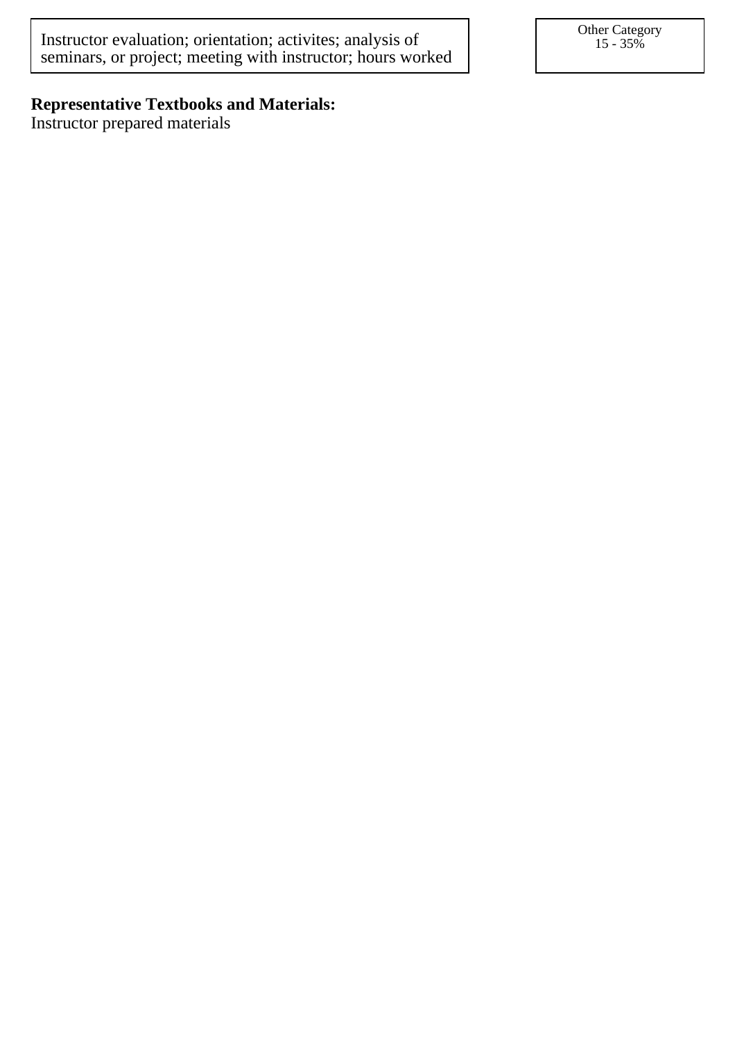| | |
|---|---|
| Instructor evaluation; orientation; activites; analysis of seminars, or project; meeting with instructor; hours worked | Other Category 15 - 35% |

**Representative Textbooks and Materials:**
Instructor prepared materials